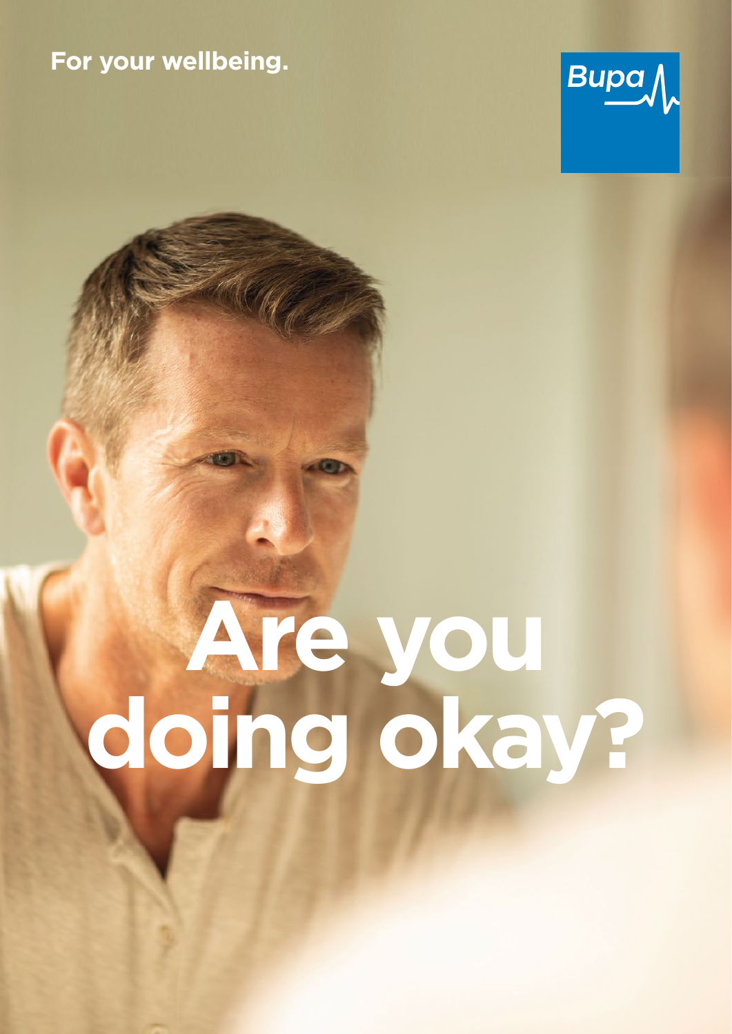For your wellbeing.

Bupa

# Are you doing okay?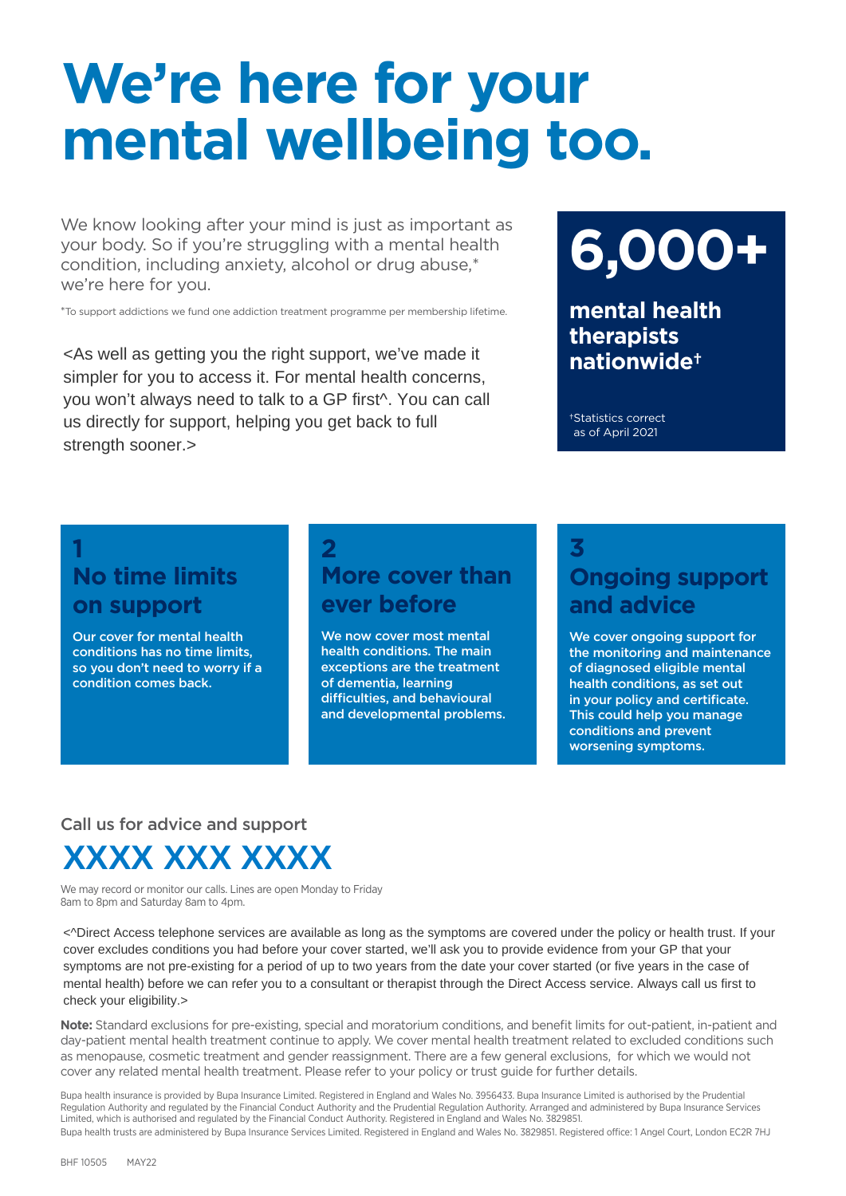# We're here for your mental wellbeing too.

We know looking after your mind is just as important as your body. So if you're struggling with a mental health condition, including anxiety, alcohol or drug abuse,* we're here for you.

*To support addictions we fund one addiction treatment programme per membership lifetime.

<As well as getting you the right support, we've made it simpler for you to access it. For mental health concerns, you won't always need to talk to a GP first^. You can call us directly for support, helping you get back to full strength sooner.>

**6,000+**

**mental health therapists nationwide†**

†Statistics correct as of April 2021

## 1 No time limits on support

Our cover for mental health conditions has no time limits, so you don't need to worry if a condition comes back.

## 2 More cover than ever before

We now cover most mental health conditions. The main exceptions are the treatment of dementia, learning difficulties, and behavioural and developmental problems.

## 3 Ongoing support and advice

We cover ongoing support for the monitoring and maintenance of diagnosed eligible mental health conditions, as set out in your policy and certificate. This could help you manage conditions and prevent worsening symptoms.

Call us for advice and support

## XXXX XXX XXXX

We may record or monitor our calls. Lines are open Monday to Friday 8am to 8pm and Saturday 8am to 4pm.

<^Direct Access telephone services are available as long as the symptoms are covered under the policy or health trust. If your cover excludes conditions you had before your cover started, we'll ask you to provide evidence from your GP that your symptoms are not pre-existing for a period of up to two years from the date your cover started (or five years in the case of mental health) before we can refer you to a consultant or therapist through the Direct Access service. Always call us first to check your eligibility.>

**Note:** Standard exclusions for pre-existing, special and moratorium conditions, and benefit limits for out-patient, in-patient and day-patient mental health treatment continue to apply. We cover mental health treatment related to excluded conditions such as menopause, cosmetic treatment and gender reassignment. There are a few general exclusions, for which we would not cover any related mental health treatment. Please refer to your policy or trust guide for further details.

Bupa health insurance is provided by Bupa Insurance Limited. Registered in England and Wales No. 3956433. Bupa Insurance Limited is authorised by the Prudential Regulation Authority and regulated by the Financial Conduct Authority and the Prudential Regulation Authority. Arranged and administered by Bupa Insurance Services Limited, which is authorised and regulated by the Financial Conduct Authority. Registered in England and Wales No. 3829851.
Bupa health trusts are administered by Bupa Insurance Services Limited. Registered in England and Wales No. 3829851. Registered office: 1 Angel Court, London EC2R 7HJ

BHF 10505 MAY22